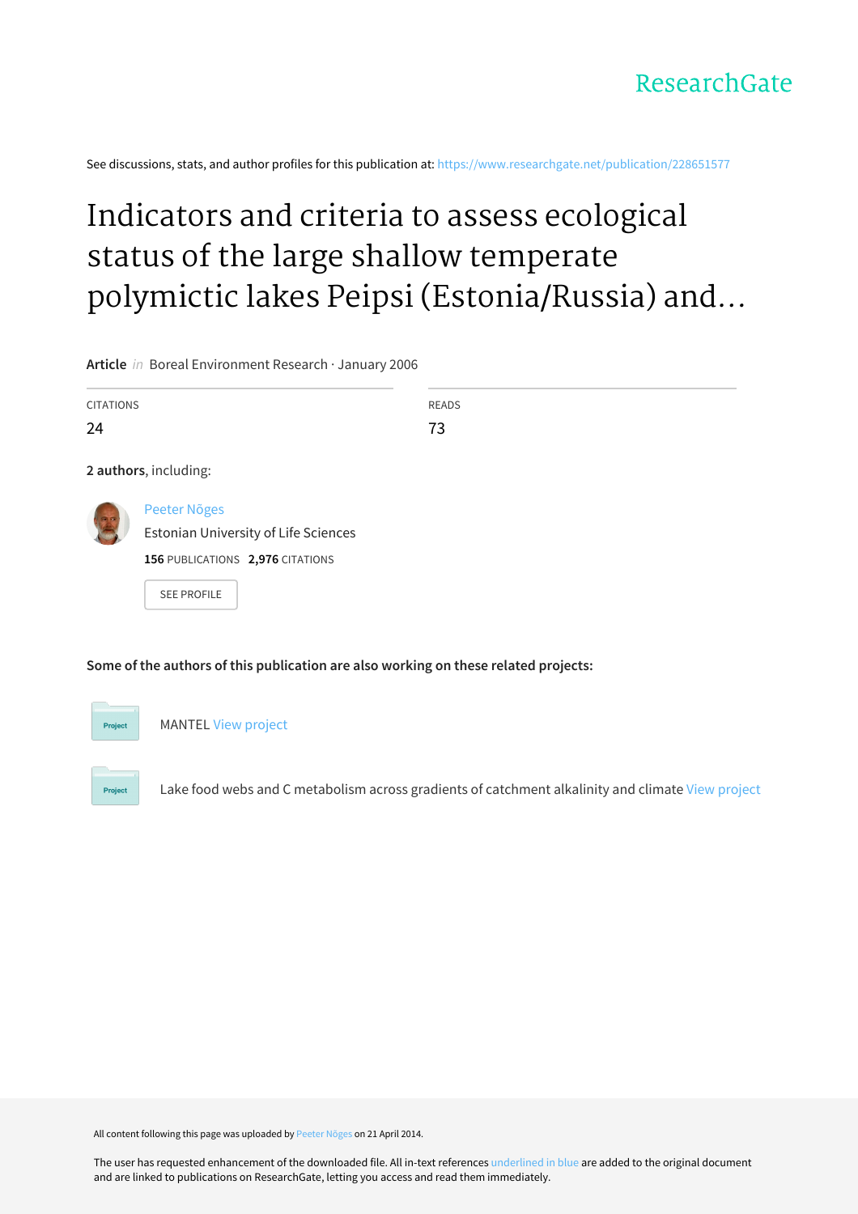See discussions, stats, and author profiles for this publication at: https://www.researchgate.net/publication/228651577

# Indicators and criteria to assess ecological status of the large shallow temperate polymictic lakes Peipsi (Estonia/Russia) and...

**Article** *in* Boreal Environment Research · January 2006

| CITATIONS | READS |
|---|---|
| 24 | 73 |

**2 authors**, including:

Peeter Nõges
Estonian University of Life Sciences
**156** PUBLICATIONS **2,976** CITATIONS

SEE PROFILE

**Some of the authors of this publication are also working on these related projects:**

Project — MANTEL View project

Project — Lake food webs and C metabolism across gradients of catchment alkalinity and climate View project

All content following this page was uploaded by Peeter Nõges on 21 April 2014.

The user has requested enhancement of the downloaded file. All in-text references underlined in blue are added to the original document and are linked to publications on ResearchGate, letting you access and read them immediately.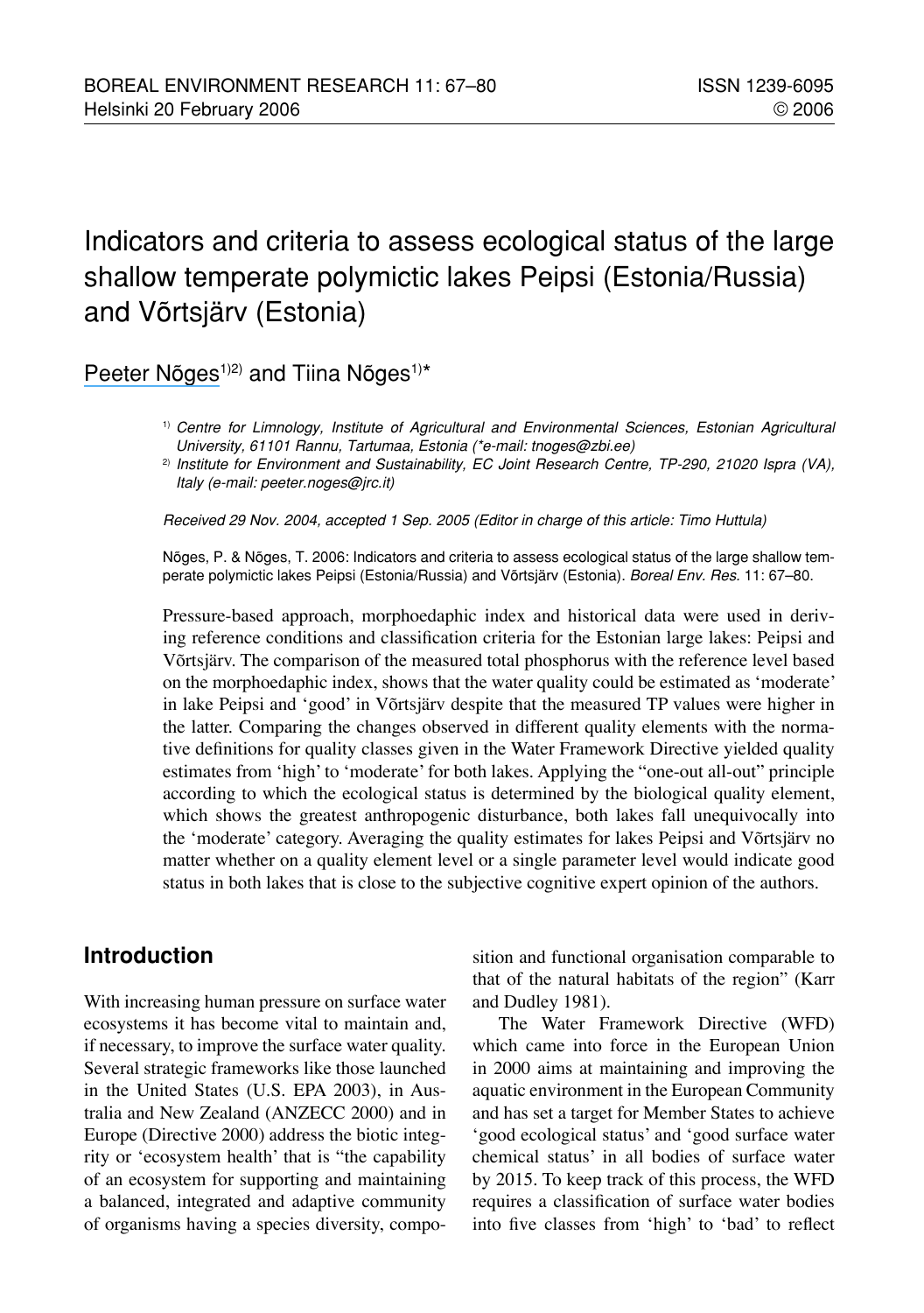# Indicators and criteria to assess ecological status of the large shallow temperate polymictic lakes Peipsi (Estonia/Russia) and Võrtsjärv (Estonia)

Peeter Nõges[1,2] and Tiina Nõges[1]*

[1] *Centre for Limnology, Institute of Agricultural and Environmental Sciences, Estonian Agricultural University, 61101 Rannu, Tartumaa, Estonia (\*e-mail: tnoges@zbi.ee)*

[2] *Institute for Environment and Sustainability, EC Joint Research Centre, TP-290, 21020 Ispra (VA), Italy (e-mail: peeter.noges@jrc.it)*

*Received 29 Nov. 2004, accepted 1 Sep. 2005 (Editor in charge of this article: Timo Huttula)*

Nõges, P. & Nõges, T. 2006: Indicators and criteria to assess ecological status of the large shallow temperate polymictic lakes Peipsi (Estonia/Russia) and Võrtsjärv (Estonia). *Boreal Env. Res.* 11: 67–80.

Pressure-based approach, morphoedaphic index and historical data were used in deriving reference conditions and classification criteria for the Estonian large lakes: Peipsi and Võrtsjärv. The comparison of the measured total phosphorus with the reference level based on the morphoedaphic index, shows that the water quality could be estimated as 'moderate' in lake Peipsi and 'good' in Võrtsjärv despite that the measured TP values were higher in the latter. Comparing the changes observed in different quality elements with the normative definitions for quality classes given in the Water Framework Directive yielded quality estimates from 'high' to 'moderate' for both lakes. Applying the "one-out all-out" principle according to which the ecological status is determined by the biological quality element, which shows the greatest anthropogenic disturbance, both lakes fall unequivocally into the 'moderate' category. Averaging the quality estimates for lakes Peipsi and Võrtsjärv no matter whether on a quality element level or a single parameter level would indicate good status in both lakes that is close to the subjective cognitive expert opinion of the authors.

## Introduction

With increasing human pressure on surface water ecosystems it has become vital to maintain and, if necessary, to improve the surface water quality. Several strategic frameworks like those launched in the United States (U.S. EPA 2003), in Australia and New Zealand (ANZECC 2000) and in Europe (Directive 2000) address the biotic integrity or 'ecosystem health' that is "the capability of an ecosystem for supporting and maintaining a balanced, integrated and adaptive community of organisms having a species diversity, composition and functional organisation comparable to that of the natural habitats of the region" (Karr and Dudley 1981).

The Water Framework Directive (WFD) which came into force in the European Union in 2000 aims at maintaining and improving the aquatic environment in the European Community and has set a target for Member States to achieve 'good ecological status' and 'good surface water chemical status' in all bodies of surface water by 2015. To keep track of this process, the WFD requires a classification of surface water bodies into five classes from 'high' to 'bad' to reflect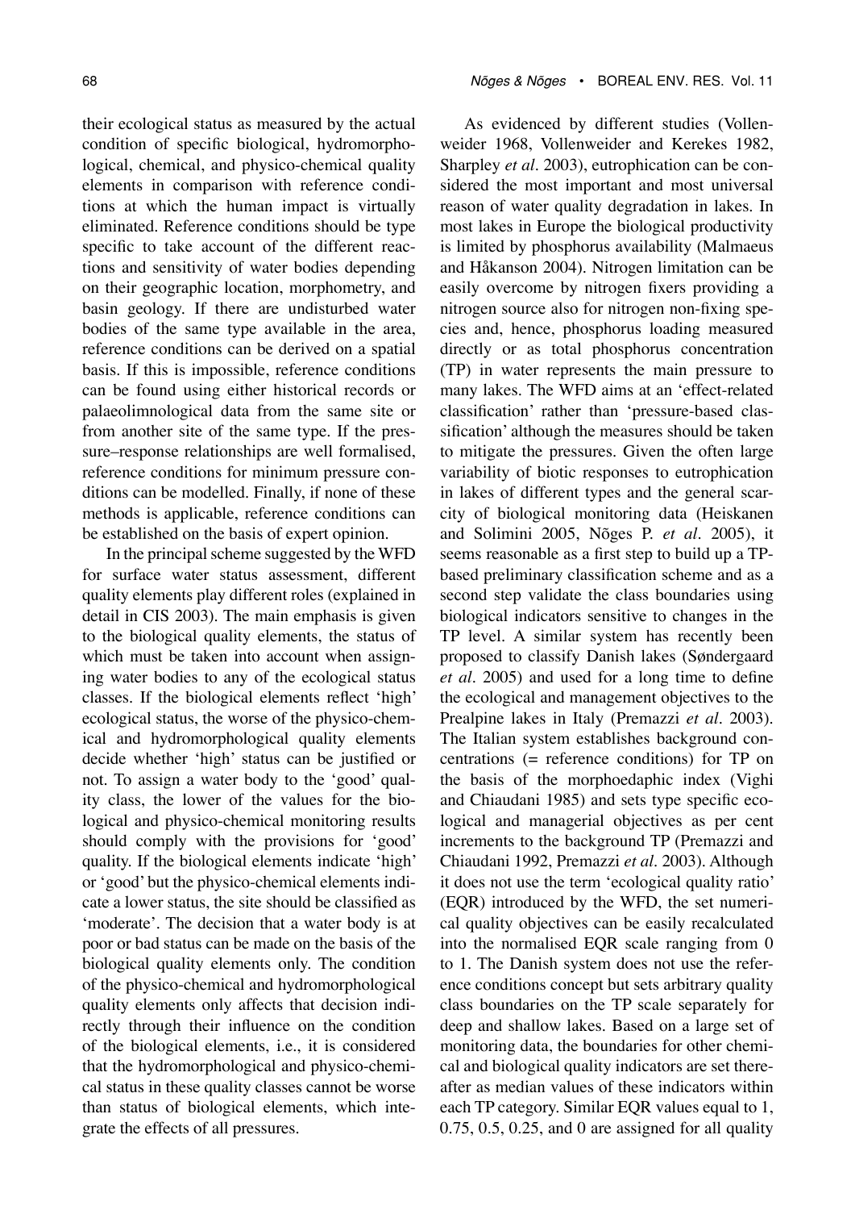their ecological status as measured by the actual condition of specific biological, hydromorphological, chemical, and physico-chemical quality elements in comparison with reference conditions at which the human impact is virtually eliminated. Reference conditions should be type specific to take account of the different reactions and sensitivity of water bodies depending on their geographic location, morphometry, and basin geology. If there are undisturbed water bodies of the same type available in the area, reference conditions can be derived on a spatial basis. If this is impossible, reference conditions can be found using either historical records or palaeolimnological data from the same site or from another site of the same type. If the pressure–response relationships are well formalised, reference conditions for minimum pressure conditions can be modelled. Finally, if none of these methods is applicable, reference conditions can be established on the basis of expert opinion.

In the principal scheme suggested by the WFD for surface water status assessment, different quality elements play different roles (explained in detail in CIS 2003). The main emphasis is given to the biological quality elements, the status of which must be taken into account when assigning water bodies to any of the ecological status classes. If the biological elements reflect 'high' ecological status, the worse of the physico-chemical and hydromorphological quality elements decide whether 'high' status can be justified or not. To assign a water body to the 'good' quality class, the lower of the values for the biological and physico-chemical monitoring results should comply with the provisions for 'good' quality. If the biological elements indicate 'high' or 'good' but the physico-chemical elements indicate a lower status, the site should be classified as 'moderate'. The decision that a water body is at poor or bad status can be made on the basis of the biological quality elements only. The condition of the physico-chemical and hydromorphological quality elements only affects that decision indirectly through their influence on the condition of the biological elements, i.e., it is considered that the hydromorphological and physico-chemical status in these quality classes cannot be worse than status of biological elements, which integrate the effects of all pressures.

As evidenced by different studies (Vollenweider 1968, Vollenweider and Kerekes 1982, Sharpley *et al*. 2003), eutrophication can be considered the most important and most universal reason of water quality degradation in lakes. In most lakes in Europe the biological productivity is limited by phosphorus availability (Malmaeus and Håkanson 2004). Nitrogen limitation can be easily overcome by nitrogen fixers providing a nitrogen source also for nitrogen non-fixing species and, hence, phosphorus loading measured directly or as total phosphorus concentration (TP) in water represents the main pressure to many lakes. The WFD aims at an 'effect-related classification' rather than 'pressure-based classification' although the measures should be taken to mitigate the pressures. Given the often large variability of biotic responses to eutrophication in lakes of different types and the general scarcity of biological monitoring data (Heiskanen and Solimini 2005, Nõges P. *et al*. 2005), it seems reasonable as a first step to build up a TP-based preliminary classification scheme and as a second step validate the class boundaries using biological indicators sensitive to changes in the TP level. A similar system has recently been proposed to classify Danish lakes (Søndergaard *et al*. 2005) and used for a long time to define the ecological and management objectives to the Prealpine lakes in Italy (Premazzi *et al*. 2003). The Italian system establishes background concentrations (= reference conditions) for TP on the basis of the morphoedaphic index (Vighi and Chiaudani 1985) and sets type specific ecological and managerial objectives as per cent increments to the background TP (Premazzi and Chiaudani 1992, Premazzi *et al*. 2003). Although it does not use the term 'ecological quality ratio' (EQR) introduced by the WFD, the set numerical quality objectives can be easily recalculated into the normalised EQR scale ranging from 0 to 1. The Danish system does not use the reference conditions concept but sets arbitrary quality class boundaries on the TP scale separately for deep and shallow lakes. Based on a large set of monitoring data, the boundaries for other chemical and biological quality indicators are set thereafter as median values of these indicators within each TP category. Similar EQR values equal to 1, 0.75, 0.5, 0.25, and 0 are assigned for all quality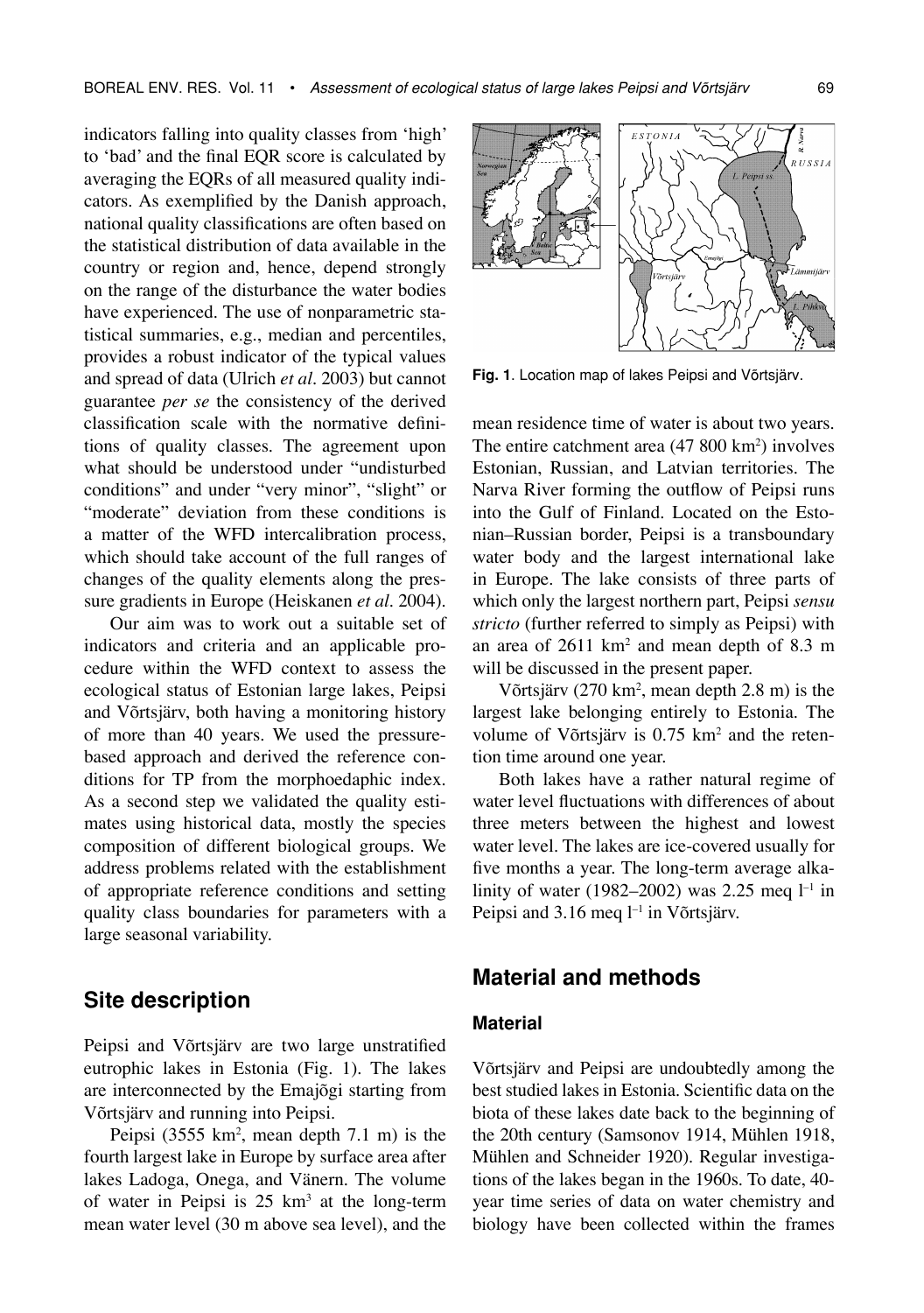indicators falling into quality classes from 'high' to 'bad' and the final EQR score is calculated by averaging the EQRs of all measured quality indicators. As exemplified by the Danish approach, national quality classifications are often based on the statistical distribution of data available in the country or region and, hence, depend strongly on the range of the disturbance the water bodies have experienced. The use of nonparametric statistical summaries, e.g., median and percentiles, provides a robust indicator of the typical values and spread of data (Ulrich *et al*. 2003) but cannot guarantee *per se* the consistency of the derived classification scale with the normative definitions of quality classes. The agreement upon what should be understood under "undisturbed conditions" and under "very minor", "slight" or "moderate" deviation from these conditions is a matter of the WFD intercalibration process, which should take account of the full ranges of changes of the quality elements along the pressure gradients in Europe (Heiskanen *et al*. 2004).

Our aim was to work out a suitable set of indicators and criteria and an applicable procedure within the WFD context to assess the ecological status of Estonian large lakes, Peipsi and Võrtsjärv, both having a monitoring history of more than 40 years. We used the pressure-based approach and derived the reference conditions for TP from the morphoedaphic index. As a second step we validated the quality estimates using historical data, mostly the species composition of different biological groups. We address problems related with the establishment of appropriate reference conditions and setting quality class boundaries for parameters with a large seasonal variability.

## Site description

Peipsi and Võrtsjärv are two large unstratified eutrophic lakes in Estonia (Fig. 1). The lakes are interconnected by the Emajõgi starting from Võrtsjärv and running into Peipsi.

Peipsi (3555 km$^2$, mean depth 7.1 m) is the fourth largest lake in Europe by surface area after lakes Ladoga, Onega, and Vänern. The volume of water in Peipsi is 25 km$^3$ at the long-term mean water level (30 m above sea level), and the mean residence time of water is about two years. The entire catchment area (47 800 km$^2$) involves Estonian, Russian, and Latvian territories. The Narva River forming the outflow of Peipsi runs into the Gulf of Finland. Located on the Estonian–Russian border, Peipsi is a transboundary water body and the largest international lake in Europe. The lake consists of three parts of which only the largest northern part, Peipsi *sensu stricto* (further referred to simply as Peipsi) with an area of 2611 km$^2$ and mean depth of 8.3 m will be discussed in the present paper.

**Fig. 1**. Location map of lakes Peipsi and Võrtsjärv.

Võrtsjärv (270 km$^2$, mean depth 2.8 m) is the largest lake belonging entirely to Estonia. The volume of Võrtsjärv is 0.75 km$^2$ and the retention time around one year.

Both lakes have a rather natural regime of water level fluctuations with differences of about three meters between the highest and lowest water level. The lakes are ice-covered usually for five months a year. The long-term average alkalinity of water (1982–2002) was 2.25 meq l$^{-1}$ in Peipsi and 3.16 meq l$^{-1}$ in Võrtsjärv.

## Material and methods

### Material

Võrtsjärv and Peipsi are undoubtedly among the best studied lakes in Estonia. Scientific data on the biota of these lakes date back to the beginning of the 20th century (Samsonov 1914, Mühlen 1918, Mühlen and Schneider 1920). Regular investigations of the lakes began in the 1960s. To date, 40-year time series of data on water chemistry and biology have been collected within the frames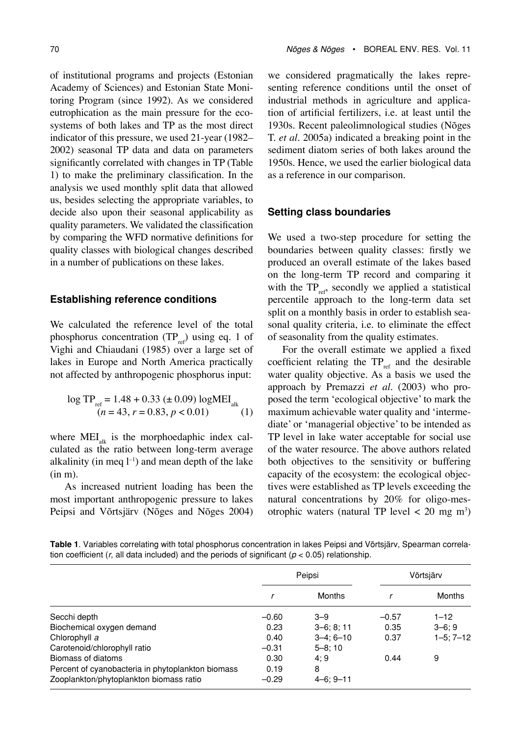of institutional programs and projects (Estonian Academy of Sciences) and Estonian State Monitoring Program (since 1992). As we considered eutrophication as the main pressure for the ecosystems of both lakes and TP as the most direct indicator of this pressure, we used 21-year (1982–2002) seasonal TP data and data on parameters significantly correlated with changes in TP (Table 1) to make the preliminary classification. In the analysis we used monthly split data that allowed us, besides selecting the appropriate variables, to decide also upon their seasonal applicability as quality parameters. We validated the classification by comparing the WFD normative definitions for quality classes with biological changes described in a number of publications on these lakes.

### Establishing reference conditions

We calculated the reference level of the total phosphorus concentration ($TP_{ref}$) using eq. 1 of Vighi and Chiaudani (1985) over a large set of lakes in Europe and North America practically not affected by anthropogenic phosphorus input:

$$\log TP_{ref} = 1.48 + 0.33\ (\pm\ 0.09)\ \log MEI_{alk} \quad (n = 43,\ r = 0.83,\ p < 0.01) \tag{1}$$

where $MEI_{alk}$ is the morphoedaphic index calculated as the ratio between long-term average alkalinity (in meq $l^{-1}$) and mean depth of the lake (in m).

As increased nutrient loading has been the most important anthropogenic pressure to lakes Peipsi and Võrtsjärv (Nõges and Nõges 2004) we considered pragmatically the lakes representing reference conditions until the onset of industrial methods in agriculture and application of artificial fertilizers, i.e. at least until the 1930s. Recent paleolimnological studies (Nõges T. *et al.* 2005a) indicated a breaking point in the sediment diatom series of both lakes around the 1950s. Hence, we used the earlier biological data as a reference in our comparison.

### Setting class boundaries

We used a two-step procedure for setting the boundaries between quality classes: firstly we produced an overall estimate of the lakes based on the long-term TP record and comparing it with the $TP_{ref}$, secondly we applied a statistical percentile approach to the long-term data set split on a monthly basis in order to establish seasonal quality criteria, i.e. to eliminate the effect of seasonality from the quality estimates.

For the overall estimate we applied a fixed coefficient relating the $TP_{ref}$ and the desirable water quality objective. As a basis we used the approach by Premazzi *et al.* (2003) who proposed the term 'ecological objective' to mark the maximum achievable water quality and 'intermediate' or 'managerial objective' to be intended as TP level in lake water acceptable for social use of the water resource. The above authors related both objectives to the sensitivity or buffering capacity of the ecosystem: the ecological objectives were established as TP levels exceeding the natural concentrations by 20% for oligo-mesotrophic waters (natural TP level < 20 mg $m^3$)

**Table 1**. Variables correlating with total phosphorus concentration in lakes Peipsi and Võrtsjärv, Spearman correlation coefficient ($r$, all data included) and the periods of significant ($p < 0.05$) relationship.

| | Peipsi | | Võrtsjärv | |
|---|---|---|---|---|
| | $r$ | Months | $r$ | Months |
| Secchi depth | –0.60 | 3–9 | –0.57 | 1–12 |
| Biochemical oxygen demand | 0.23 | 3–6; 8; 11 | 0.35 | 3–6; 9 |
| Chlorophyll *a* | 0.40 | 3–4; 6–10 | 0.37 | 1–5; 7–12 |
| Carotenoid/chlorophyll ratio | –0.31 | 5–8; 10 | | |
| Biomass of diatoms | 0.30 | 4; 9 | 0.44 | 9 |
| Percent of cyanobacteria in phytoplankton biomass | 0.19 | 8 | | |
| Zooplankton/phytoplankton biomass ratio | –0.29 | 4–6; 9–11 | | |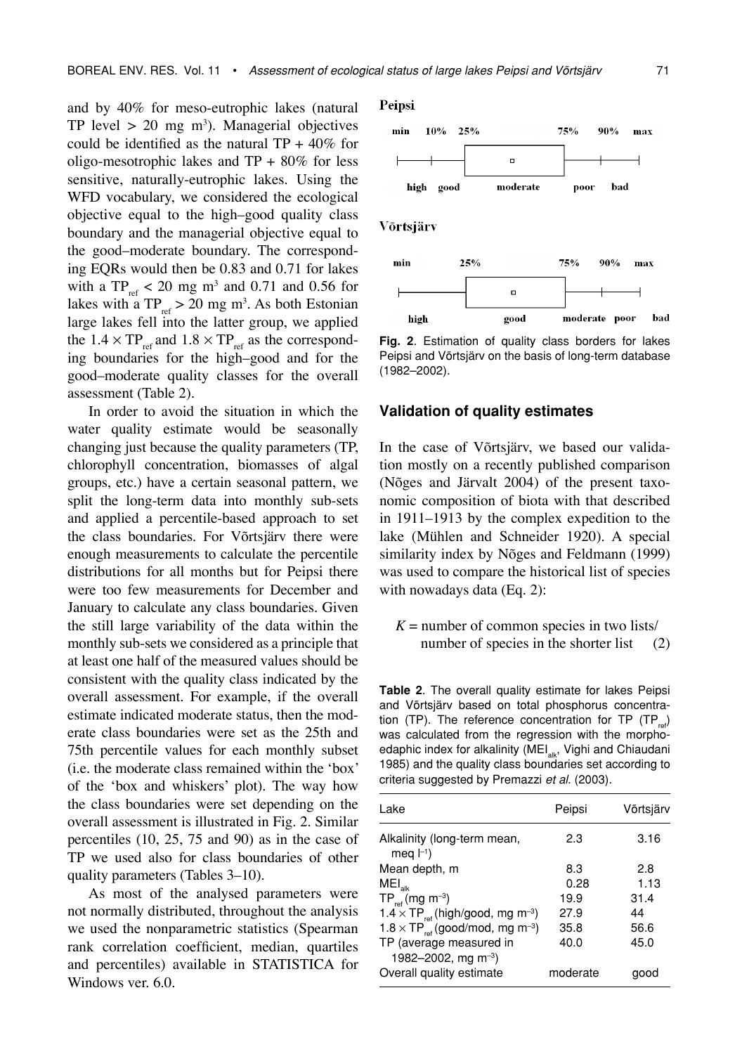and by 40% for meso-eutrophic lakes (natural TP level > 20 mg m$^3$). Managerial objectives could be identified as the natural TP + 40% for oligo-mesotrophic lakes and TP + 80% for less sensitive, naturally-eutrophic lakes. Using the WFD vocabulary, we considered the ecological objective equal to the high–good quality class boundary and the managerial objective equal to the good–moderate boundary. The corresponding EQRs would then be 0.83 and 0.71 for lakes with a $TP_{ref}$ < 20 mg m$^3$ and 0.71 and 0.56 for lakes with a $TP_{ref}$ > 20 mg m$^3$. As both Estonian large lakes fell into the latter group, we applied the $1.4 \times TP_{ref}$ and $1.8 \times TP_{ref}$ as the corresponding boundaries for the high–good and for the good–moderate quality classes for the overall assessment (Table 2).

In order to avoid the situation in which the water quality estimate would be seasonally changing just because the quality parameters (TP, chlorophyll concentration, biomasses of algal groups, etc.) have a certain seasonal pattern, we split the long-term data into monthly sub-sets and applied a percentile-based approach to set the class boundaries. For Võrtsjärv there were enough measurements to calculate the percentile distributions for all months but for Peipsi there were too few measurements for December and January to calculate any class boundaries. Given the still large variability of the data within the monthly sub-sets we considered as a principle that at least one half of the measured values should be consistent with the quality class indicated by the overall assessment. For example, if the overall estimate indicated moderate status, then the moderate class boundaries were set as the 25th and 75th percentile values for each monthly subset (i.e. the moderate class remained within the 'box' of the 'box and whiskers' plot). The way how the class boundaries were set depending on the overall assessment is illustrated in Fig. 2. Similar percentiles (10, 25, 75 and 90) as in the case of TP we used also for class boundaries of other quality parameters (Tables 3–10).

As most of the analysed parameters were not normally distributed, throughout the analysis we used the nonparametric statistics (Spearman rank correlation coefficient, median, quartiles and percentiles) available in STATISTICA for Windows ver. 6.0.

**Peipsi**

min 10% 25% 75% 90% max

high good moderate poor bad

**Võrtsjärv**

min 25% 75% 90% max

high good moderate poor bad

**Fig. 2**. Estimation of quality class borders for lakes Peipsi and Võrtsjärv on the basis of long-term database (1982–2002).

### Validation of quality estimates

In the case of Võrtsjärv, we based our validation mostly on a recently published comparison (Nõges and Järvalt 2004) of the present taxonomic composition of biota with that described in 1911–1913 by the complex expedition to the lake (Mühlen and Schneider 1920). A special similarity index by Nõges and Feldmann (1999) was used to compare the historical list of species with nowadays data (Eq. 2):

$$K = \text{number of common species in two lists} / \text{number of species in the shorter list} \quad (2)$$

**Table 2**. The overall quality estimate for lakes Peipsi and Võrtsjärv based on total phosphorus concentration (TP). The reference concentration for TP ($TP_{ref}$) was calculated from the regression with the morphoedaphic index for alkalinity ($MEI_{alk}$, Vighi and Chiaudani 1985) and the quality class boundaries set according to criteria suggested by Premazzi *et al*. (2003).

| Lake | Peipsi | Võrtsjärv |
|---|---|---|
| Alkalinity (long-term mean, meq $l^{-1}$) | 2.3 | 3.16 |
| Mean depth, m | 8.3 | 2.8 |
| $MEI_{alk}$ | 0.28 | 1.13 |
| $TP_{ref}$ (mg m$^{-3}$) | 19.9 | 31.4 |
| $1.4 \times TP_{ref}$ (high/good, mg m$^{-3}$) | 27.9 | 44 |
| $1.8 \times TP_{ref}$ (good/mod, mg m$^{-3}$) | 35.8 | 56.6 |
| TP (average measured in 1982–2002, mg m$^{-3}$) | 40.0 | 45.0 |
| Overall quality estimate | moderate | good |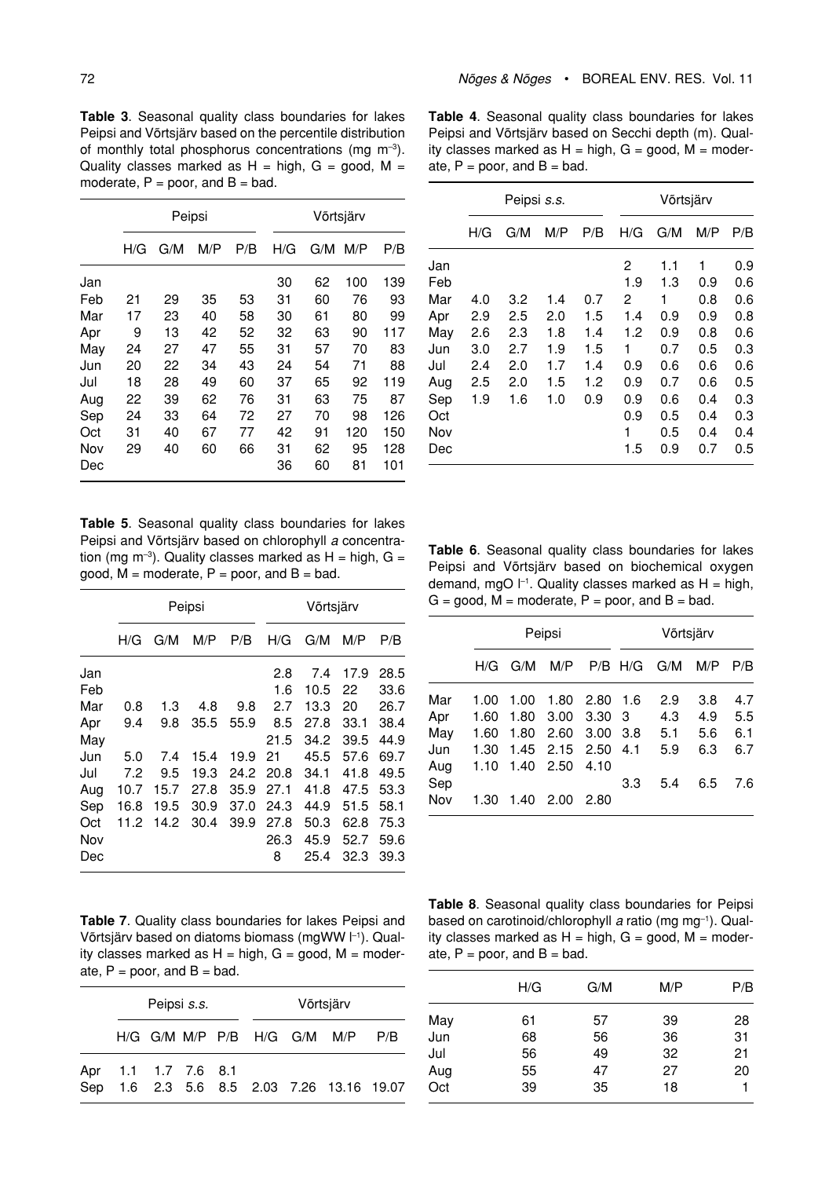**Table 3**. Seasonal quality class boundaries for lakes Peipsi and Võrtsjärv based on the percentile distribution of monthly total phosphorus concentrations (mg m$^{-3}$). Quality classes marked as H = high, G = good, M = moderate, P = poor, and B = bad.

| | Peipsi | | | | Võrtsjärv | | | |
|---|---|---|---|---|---|---|---|---|
| | H/G | G/M | M/P | P/B | H/G | G/M | M/P | P/B |
| Jan | | | | | 30 | 62 | 100 | 139 |
| Feb | 21 | 29 | 35 | 53 | 31 | 60 | 76 | 93 |
| Mar | 17 | 23 | 40 | 58 | 30 | 61 | 80 | 99 |
| Apr | 9 | 13 | 42 | 52 | 32 | 63 | 90 | 117 |
| May | 24 | 27 | 47 | 55 | 31 | 57 | 70 | 83 |
| Jun | 20 | 22 | 34 | 43 | 24 | 54 | 71 | 88 |
| Jul | 18 | 28 | 49 | 60 | 37 | 65 | 92 | 119 |
| Aug | 22 | 39 | 62 | 76 | 31 | 63 | 75 | 87 |
| Sep | 24 | 33 | 64 | 72 | 27 | 70 | 98 | 126 |
| Oct | 31 | 40 | 67 | 77 | 42 | 91 | 120 | 150 |
| Nov | 29 | 40 | 60 | 66 | 31 | 62 | 95 | 128 |
| Dec | | | | | 36 | 60 | 81 | 101 |

**Table 4**. Seasonal quality class boundaries for lakes Peipsi and Võrtsjärv based on Secchi depth (m). Quality classes marked as H = high, G = good, M = moderate, P = poor, and B = bad.

| | Peipsi *s.s.* | | | | Võrtsjärv | | | |
|---|---|---|---|---|---|---|---|---|
| | H/G | G/M | M/P | P/B | H/G | G/M | M/P | P/B |
| Jan | | | | | 2 | 1.1 | 1 | 0.9 |
| Feb | | | | | 1.9 | 1.3 | 0.9 | 0.6 |
| Mar | 4.0 | 3.2 | 1.4 | 0.7 | 2 | 1 | 0.8 | 0.6 |
| Apr | 2.9 | 2.5 | 2.0 | 1.5 | 1.4 | 0.9 | 0.9 | 0.8 |
| May | 2.6 | 2.3 | 1.8 | 1.4 | 1.2 | 0.9 | 0.8 | 0.6 |
| Jun | 3.0 | 2.7 | 1.9 | 1.5 | 1 | 0.7 | 0.5 | 0.3 |
| Jul | 2.4 | 2.0 | 1.7 | 1.4 | 0.9 | 0.6 | 0.6 | 0.6 |
| Aug | 2.5 | 2.0 | 1.5 | 1.2 | 0.9 | 0.7 | 0.6 | 0.5 |
| Sep | 1.9 | 1.6 | 1.0 | 0.9 | 0.9 | 0.6 | 0.4 | 0.3 |
| Oct | | | | | 0.9 | 0.5 | 0.4 | 0.3 |
| Nov | | | | | 1 | 0.5 | 0.4 | 0.4 |
| Dec | | | | | 1.5 | 0.9 | 0.7 | 0.5 |

**Table 5**. Seasonal quality class boundaries for lakes Peipsi and Võrtsjärv based on chlorophyll *a* concentration (mg m$^{-3}$). Quality classes marked as H = high, G = good, M = moderate, P = poor, and B = bad.

| | Peipsi | | | | Võrtsjärv | | | |
|---|---|---|---|---|---|---|---|---|
| | H/G | G/M | M/P | P/B | H/G | G/M | M/P | P/B |
| Jan | | | | | 2.8 | 7.4 | 17.9 | 28.5 |
| Feb | | | | | 1.6 | 10.5 | 22 | 33.6 |
| Mar | 0.8 | 1.3 | 4.8 | 9.8 | 2.7 | 13.3 | 20 | 26.7 |
| Apr | 9.4 | 9.8 | 35.5 | 55.9 | 8.5 | 27.8 | 33.1 | 38.4 |
| May | | | | | 21.5 | 34.2 | 39.5 | 44.9 |
| Jun | 5.0 | 7.4 | 15.4 | 19.9 | 21 | 45.5 | 57.6 | 69.7 |
| Jul | 7.2 | 9.5 | 19.3 | 24.2 | 20.8 | 34.1 | 41.8 | 49.5 |
| Aug | 10.7 | 15.7 | 27.8 | 35.9 | 27.1 | 41.8 | 47.5 | 53.3 |
| Sep | 16.8 | 19.5 | 30.9 | 37.0 | 24.3 | 44.9 | 51.5 | 58.1 |
| Oct | 11.2 | 14.2 | 30.4 | 39.9 | 27.8 | 50.3 | 62.8 | 75.3 |
| Nov | | | | | 26.3 | 45.9 | 52.7 | 59.6 |
| Dec | | | | | 8 | 25.4 | 32.3 | 39.3 |

**Table 6**. Seasonal quality class boundaries for lakes Peipsi and Võrtsjärv based on biochemical oxygen demand, mgO l$^{-1}$. Quality classes marked as H = high, G = good, M = moderate, P = poor, and B = bad.

| | Peipsi | | | | Võrtsjärv | | | |
|---|---|---|---|---|---|---|---|---|
| | H/G | G/M | M/P | P/B | H/G | G/M | M/P | P/B |
| Mar | 1.00 | 1.00 | 1.80 | 2.80 | 1.6 | 2.9 | 3.8 | 4.7 |
| Apr | 1.60 | 1.80 | 3.00 | 3.30 | 3 | 4.3 | 4.9 | 5.5 |
| May | 1.60 | 1.80 | 2.60 | 3.00 | 3.8 | 5.1 | 5.6 | 6.1 |
| Jun | 1.30 | 1.45 | 2.15 | 2.50 | 4.1 | 5.9 | 6.3 | 6.7 |
| Aug | 1.10 | 1.40 | 2.50 | 4.10 | | | | |
| Sep | | | | | 3.3 | 5.4 | 6.5 | 7.6 |
| Nov | 1.30 | 1.40 | 2.00 | 2.80 | | | | |

**Table 7**. Quality class boundaries for lakes Peipsi and Võrtsjärv based on diatoms biomass (mgWW l$^{-1}$). Quality classes marked as H = high, G = good, M = moderate, P = poor, and B = bad.

| | Peipsi *s.s.* | | | | Võrtsjärv | | | |
|---|---|---|---|---|---|---|---|---|
| | H/G | G/M | M/P | P/B | H/G | G/M | M/P | P/B |
| Apr | 1.1 | 1.7 | 7.6 | 8.1 | | | | |
| Sep | 1.6 | 2.3 | 5.6 | 8.5 | 2.03 | 7.26 | 13.16 | 19.07 |

**Table 8**. Seasonal quality class boundaries for Peipsi based on carotinoid/chlorophyll *a* ratio (mg mg$^{-1}$). Quality classes marked as H = high, G = good, M = moderate, P = poor, and B = bad.

| | H/G | G/M | M/P | P/B |
|---|---|---|---|---|
| May | 61 | 57 | 39 | 28 |
| Jun | 68 | 56 | 36 | 31 |
| Jul | 56 | 49 | 32 | 21 |
| Aug | 55 | 47 | 27 | 20 |
| Oct | 39 | 35 | 18 | 1 |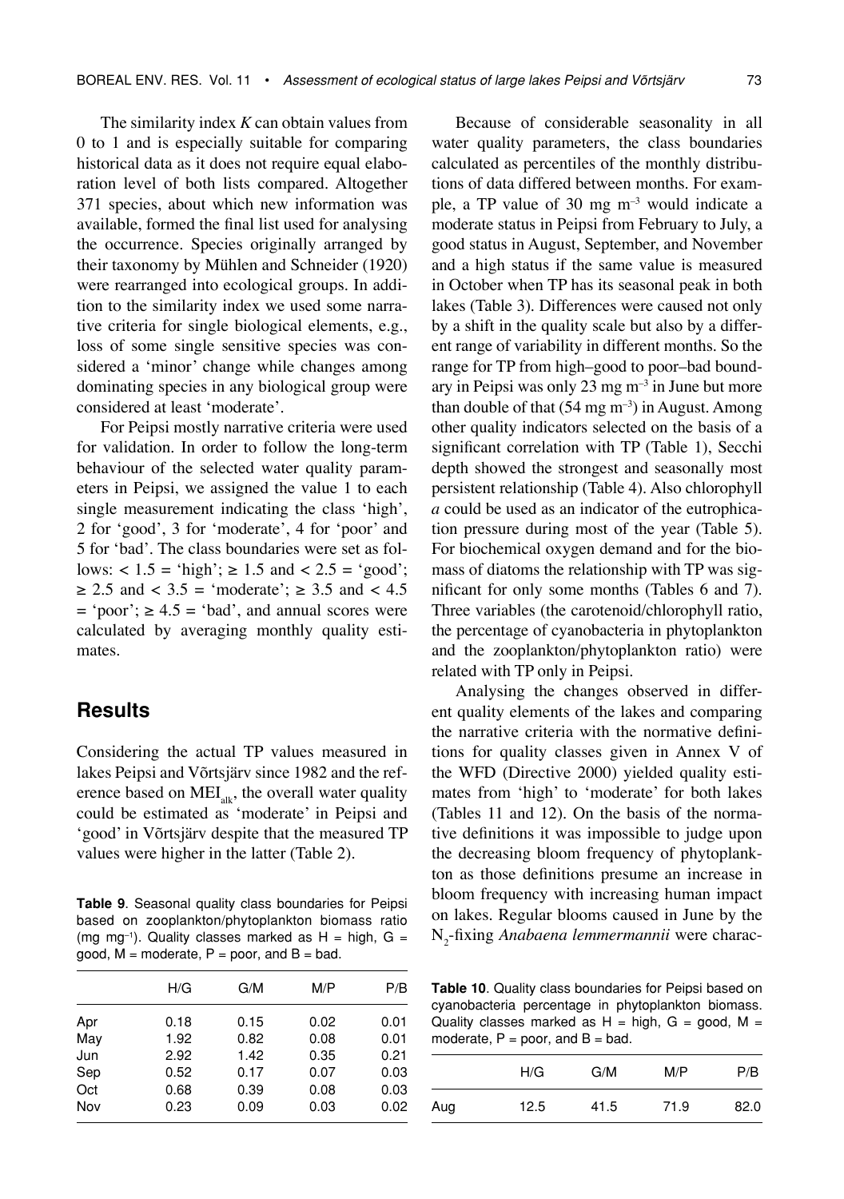The similarity index *K* can obtain values from 0 to 1 and is especially suitable for comparing historical data as it does not require equal elaboration level of both lists compared. Altogether 371 species, about which new information was available, formed the final list used for analysing the occurrence. Species originally arranged by their taxonomy by Mühlen and Schneider (1920) were rearranged into ecological groups. In addition to the similarity index we used some narrative criteria for single biological elements, e.g., loss of some single sensitive species was considered a 'minor' change while changes among dominating species in any biological group were considered at least 'moderate'.

For Peipsi mostly narrative criteria were used for validation. In order to follow the long-term behaviour of the selected water quality parameters in Peipsi, we assigned the value 1 to each single measurement indicating the class 'high', 2 for 'good', 3 for 'moderate', 4 for 'poor' and 5 for 'bad'. The class boundaries were set as follows: < 1.5 = 'high'; ≥ 1.5 and < 2.5 = 'good'; ≥ 2.5 and < 3.5 = 'moderate'; ≥ 3.5 and < 4.5 = 'poor'; ≥ 4.5 = 'bad', and annual scores were calculated by averaging monthly quality estimates.

## Results

Considering the actual TP values measured in lakes Peipsi and Võrtsjärv since 1982 and the reference based on $MEI_{alk}$, the overall water quality could be estimated as 'moderate' in Peipsi and 'good' in Võrtsjärv despite that the measured TP values were higher in the latter (Table 2).

**Table 9**. Seasonal quality class boundaries for Peipsi based on zooplankton/phytoplankton biomass ratio (mg mg$^{-1}$). Quality classes marked as H = high, G = good, M = moderate, P = poor, and B = bad.

| | H/G | G/M | M/P | P/B |
|---|---|---|---|---|
| Apr | 0.18 | 0.15 | 0.02 | 0.01 |
| May | 1.92 | 0.82 | 0.08 | 0.01 |
| Jun | 2.92 | 1.42 | 0.35 | 0.21 |
| Sep | 0.52 | 0.17 | 0.07 | 0.03 |
| Oct | 0.68 | 0.39 | 0.08 | 0.03 |
| Nov | 0.23 | 0.09 | 0.03 | 0.02 |

Because of considerable seasonality in all water quality parameters, the class boundaries calculated as percentiles of the monthly distributions of data differed between months. For example, a TP value of 30 mg m$^{-3}$ would indicate a moderate status in Peipsi from February to July, a good status in August, September, and November and a high status if the same value is measured in October when TP has its seasonal peak in both lakes (Table 3). Differences were caused not only by a shift in the quality scale but also by a different range of variability in different months. So the range for TP from high–good to poor–bad boundary in Peipsi was only 23 mg m$^{-3}$ in June but more than double of that (54 mg m$^{-3}$) in August. Among other quality indicators selected on the basis of a significant correlation with TP (Table 1), Secchi depth showed the strongest and seasonally most persistent relationship (Table 4). Also chlorophyll *a* could be used as an indicator of the eutrophication pressure during most of the year (Table 5). For biochemical oxygen demand and for the biomass of diatoms the relationship with TP was significant for only some months (Tables 6 and 7). Three variables (the carotenoid/chlorophyll ratio, the percentage of cyanobacteria in phytoplankton and the zooplankton/phytoplankton ratio) were related with TP only in Peipsi.

Analysing the changes observed in different quality elements of the lakes and comparing the narrative criteria with the normative definitions for quality classes given in Annex V of the WFD (Directive 2000) yielded quality estimates from 'high' to 'moderate' for both lakes (Tables 11 and 12). On the basis of the normative definitions it was impossible to judge upon the decreasing bloom frequency of phytoplankton as those definitions presume an increase in bloom frequency with increasing human impact on lakes. Regular blooms caused in June by the $N_2$-fixing *Anabaena lemmermannii* were charac-

**Table 10**. Quality class boundaries for Peipsi based on cyanobacteria percentage in phytoplankton biomass. Quality classes marked as H = high, G = good, M = moderate, P = poor, and B = bad.

| | H/G | G/M | M/P | P/B |
|---|---|---|---|---|
| Aug | 12.5 | 41.5 | 71.9 | 82.0 |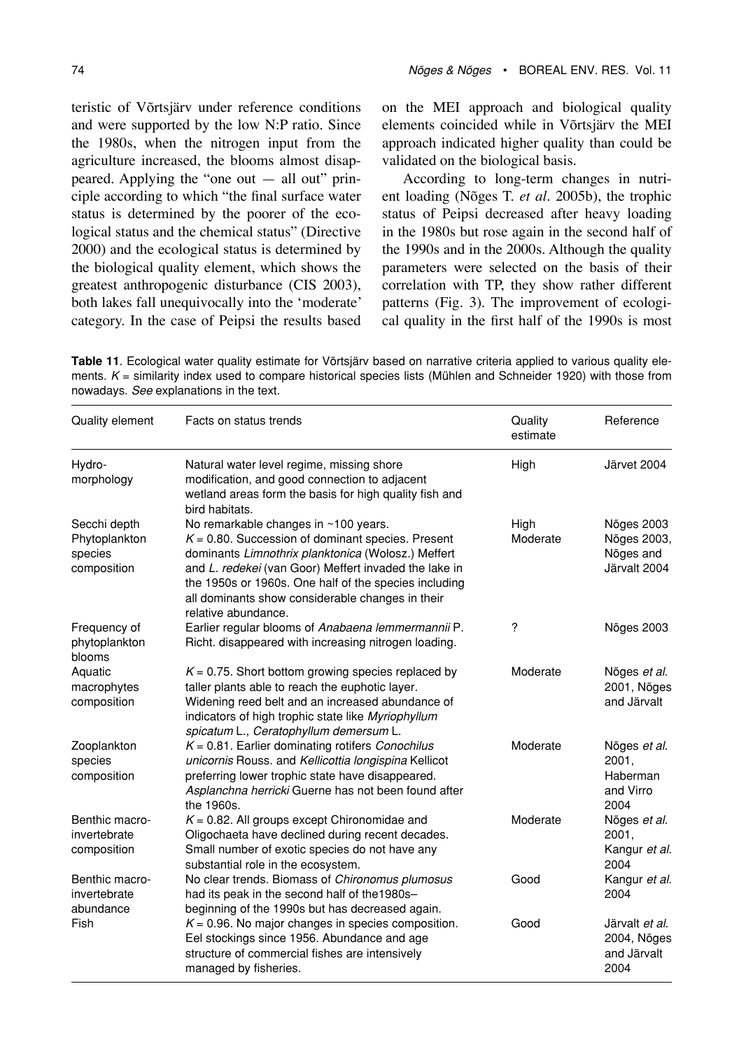teristic of Võrtsjärv under reference conditions and were supported by the low N:P ratio. Since the 1980s, when the nitrogen input from the agriculture increased, the blooms almost disappeared. Applying the "one out — all out" principle according to which "the final surface water status is determined by the poorer of the ecological status and the chemical status" (Directive 2000) and the ecological status is determined by the biological quality element, which shows the greatest anthropogenic disturbance (CIS 2003), both lakes fall unequivocally into the 'moderate' category. In the case of Peipsi the results based on the MEI approach and biological quality elements coincided while in Võrtsjärv the MEI approach indicated higher quality than could be validated on the biological basis.

According to long-term changes in nutrient loading (Nõges T. *et al*. 2005b), the trophic status of Peipsi decreased after heavy loading in the 1980s but rose again in the second half of the 1990s and in the 2000s. Although the quality parameters were selected on the basis of their correlation with TP, they show rather different patterns (Fig. 3). The improvement of ecological quality in the first half of the 1990s is most

**Table 11**. Ecological water quality estimate for Võrtsjärv based on narrative criteria applied to various quality elements. $K$ = similarity index used to compare historical species lists (Mühlen and Schneider 1920) with those from nowadays. *See* explanations in the text.

| Quality element | Facts on status trends | Quality estimate | Reference |
|---|---|---|---|
| Hydro-morphology | Natural water level regime, missing shore modification, and good connection to adjacent wetland areas form the basis for high quality fish and bird habitats. | High | Järvet 2004 |
| Secchi depth | No remarkable changes in ~100 years. | High | Nõges 2003 |
| Phytoplankton species composition | $K$ = 0.80. Succession of dominant species. Present dominants *Limnothrix planktonica* (Wołosz.) Meffert and *L. redekei* (van Goor) Meffert invaded the lake in the 1950s or 1960s. One half of the species including all dominants show considerable changes in their relative abundance. | Moderate | Nõges 2003, Nõges and Järvalt 2004 |
| Frequency of phytoplankton blooms | Earlier regular blooms of *Anabaena lemmermannii* P. Richt. disappeared with increasing nitrogen loading. | ? | Nõges 2003 |
| Aquatic macrophytes composition | $K$ = 0.75. Short bottom growing species replaced by taller plants able to reach the euphotic layer. Widening reed belt and an increased abundance of indicators of high trophic state like *Myriophyllum spicatum* L., *Ceratophyllum demersum* L. | Moderate | Nõges *et al.* 2001, Nõges and Järvalt |
| Zooplankton species composition | $K$ = 0.81. Earlier dominating rotifers *Conochilus unicornis* Rouss. and *Kellicottia longispina* Kellicot preferring lower trophic state have disappeared. *Asplanchna herricki* Guerne has not been found after the 1960s. | Moderate | Nõges *et al.* 2001, Haberman and Virro 2004 |
| Benthic macro-invertebrate composition | $K$ = 0.82. All groups except Chironomidae and Oligochaeta have declined during recent decades. Small number of exotic species do not have any substantial role in the ecosystem. | Moderate | Nõges *et al.* 2001, Kangur *et al.* 2004 |
| Benthic macro-invertebrate abundance | No clear trends. Biomass of *Chironomus plumosus* had its peak in the second half of the1980s–beginning of the 1990s but has decreased again. | Good | Kangur *et al.* 2004 |
| Fish | $K$ = 0.96. No major changes in species composition. Eel stockings since 1956. Abundance and age structure of commercial fishes are intensively managed by fisheries. | Good | Järvalt *et al.* 2004, Nõges and Järvalt 2004 |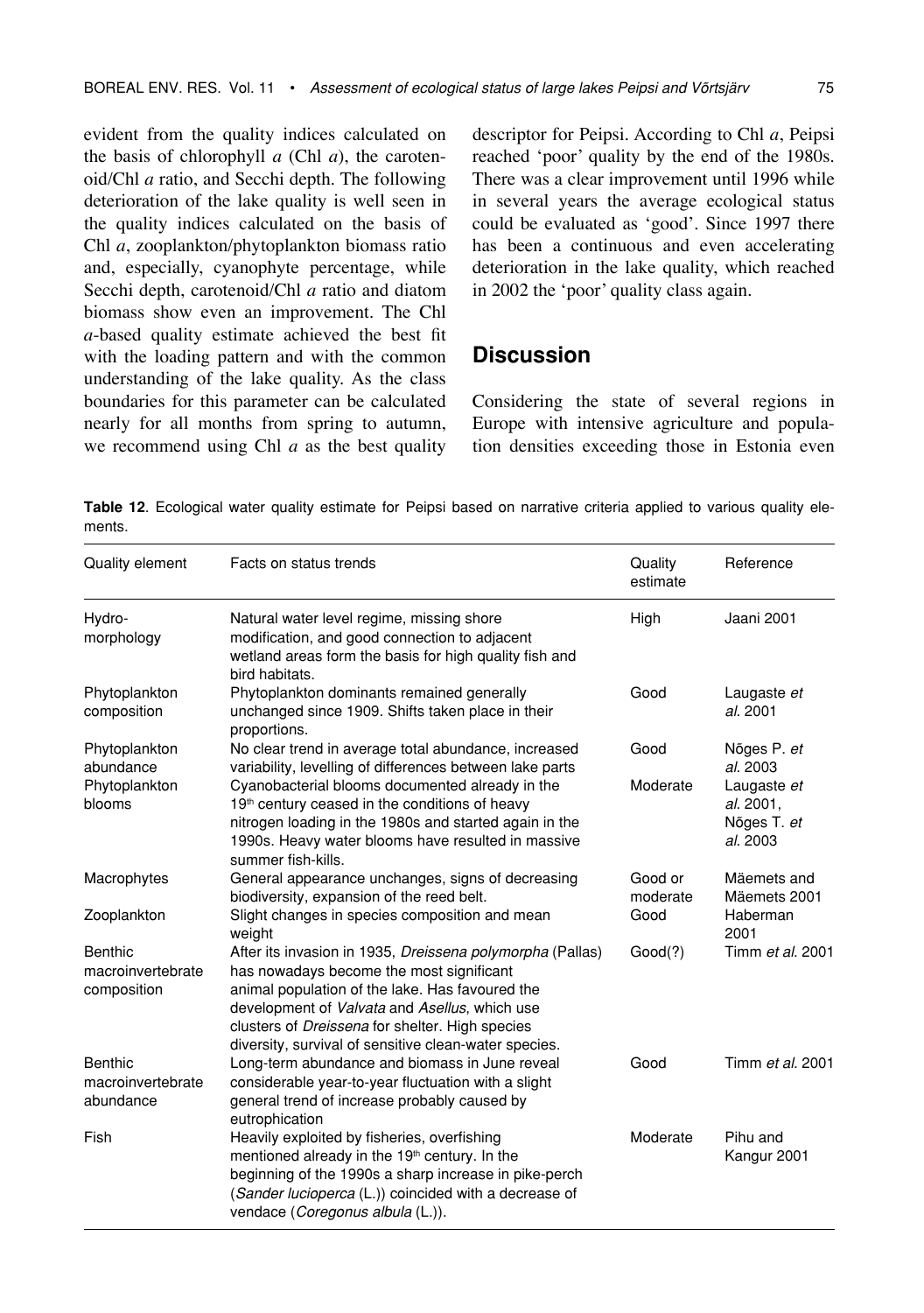evident from the quality indices calculated on the basis of chlorophyll *a* (Chl *a*), the carotenoid/Chl *a* ratio, and Secchi depth. The following deterioration of the lake quality is well seen in the quality indices calculated on the basis of Chl *a*, zooplankton/phytoplankton biomass ratio and, especially, cyanophyte percentage, while Secchi depth, carotenoid/Chl *a* ratio and diatom biomass show even an improvement. The Chl *a*-based quality estimate achieved the best fit with the loading pattern and with the common understanding of the lake quality. As the class boundaries for this parameter can be calculated nearly for all months from spring to autumn, we recommend using Chl *a* as the best quality descriptor for Peipsi. According to Chl *a*, Peipsi reached 'poor' quality by the end of the 1980s. There was a clear improvement until 1996 while in several years the average ecological status could be evaluated as 'good'. Since 1997 there has been a continuous and even accelerating deterioration in the lake quality, which reached in 2002 the 'poor' quality class again.

## Discussion

Considering the state of several regions in Europe with intensive agriculture and population densities exceeding those in Estonia even

**Table 12**. Ecological water quality estimate for Peipsi based on narrative criteria applied to various quality elements.

| Quality element | Facts on status trends | Quality estimate | Reference |
|---|---|---|---|
| Hydro-morphology | Natural water level regime, missing shore modification, and good connection to adjacent wetland areas form the basis for high quality fish and bird habitats. | High | Jaani 2001 |
| Phytoplankton composition | Phytoplankton dominants remained generally unchanged since 1909. Shifts taken place in their proportions. | Good | Laugaste *et al.* 2001 |
| Phytoplankton abundance | No clear trend in average total abundance, increased variability, levelling of differences between lake parts | Good | Nõges P. *et al.* 2003 |
| Phytoplankton blooms | Cyanobacterial blooms documented already in the 19th century ceased in the conditions of heavy nitrogen loading in the 1980s and started again in the 1990s. Heavy water blooms have resulted in massive summer fish-kills. | Moderate | Laugaste *et al.* 2001, Nõges T. *et al.* 2003 |
| Macrophytes | General appearance unchanges, signs of decreasing biodiversity, expansion of the reed belt. | Good or moderate | Mäemets and Mäemets 2001 |
| Zooplankton | Slight changes in species composition and mean weight | Good | Haberman 2001 |
| Benthic macroinvertebrate composition | After its invasion in 1935, *Dreissena polymorpha* (Pallas) has nowadays become the most significant animal population of the lake. Has favoured the development of *Valvata* and *Asellus*, which use clusters of *Dreissena* for shelter. High species diversity, survival of sensitive clean-water species. | Good(?) | Timm *et al.* 2001 |
| Benthic macroinvertebrate abundance | Long-term abundance and biomass in June reveal considerable year-to-year fluctuation with a slight general trend of increase probably caused by eutrophication | Good | Timm *et al.* 2001 |
| Fish | Heavily exploited by fisheries, overfishing mentioned already in the 19th century. In the beginning of the 1990s a sharp increase in pike-perch (*Sander lucioperca* (L.)) coincided with a decrease of vendace (*Coregonus albula* (L.)). | Moderate | Pihu and Kangur 2001 |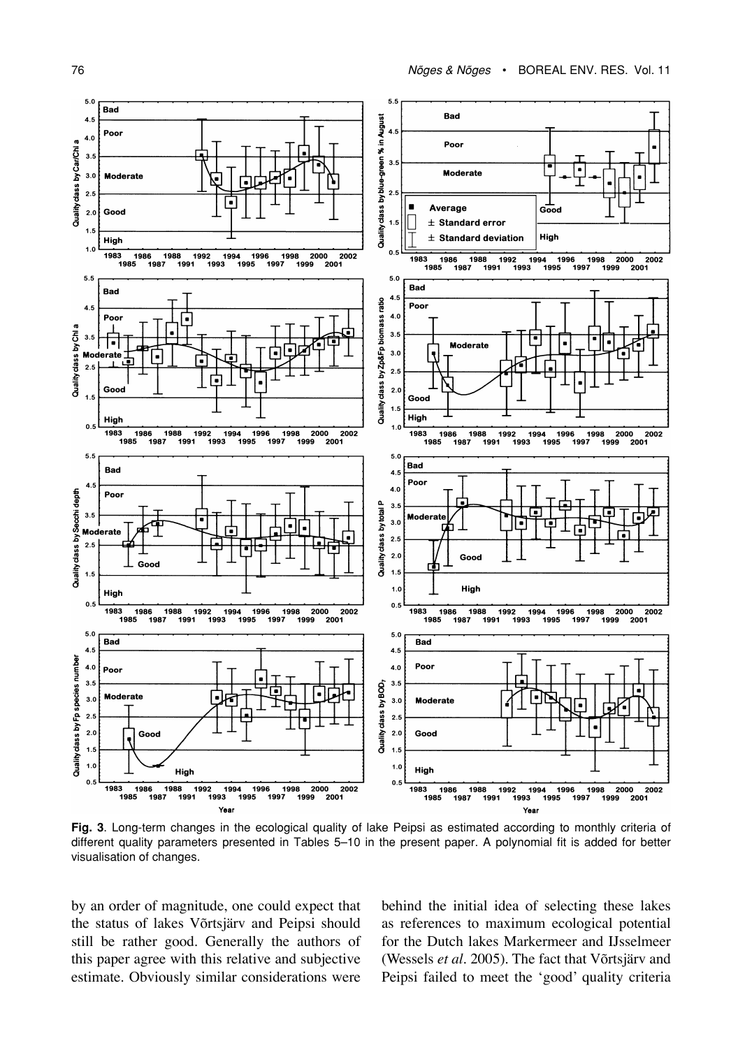**Fig. 3**. Long-term changes in the ecological quality of lake Peipsi as estimated according to monthly criteria of different quality parameters presented in Tables 5–10 in the present paper. A polynomial fit is added for better visualisation of changes.

by an order of magnitude, one could expect that the status of lakes Võrtsjärv and Peipsi should still be rather good. Generally the authors of this paper agree with this relative and subjective estimate. Obviously similar considerations were behind the initial idea of selecting these lakes as references to maximum ecological potential for the Dutch lakes Markermeer and IJsselmeer (Wessels *et al*. 2005). The fact that Võrtsjärv and Peipsi failed to meet the 'good' quality criteria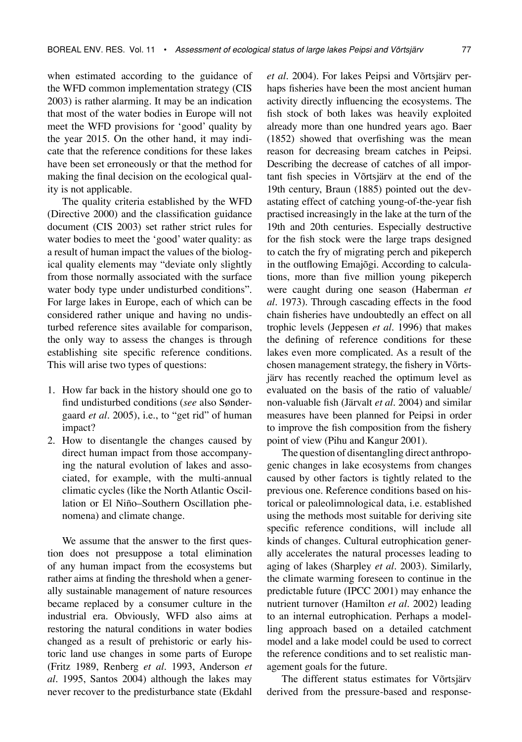when estimated according to the guidance of the WFD common implementation strategy (CIS 2003) is rather alarming. It may be an indication that most of the water bodies in Europe will not meet the WFD provisions for 'good' quality by the year 2015. On the other hand, it may indicate that the reference conditions for these lakes have been set erroneously or that the method for making the final decision on the ecological quality is not applicable.

The quality criteria established by the WFD (Directive 2000) and the classification guidance document (CIS 2003) set rather strict rules for water bodies to meet the 'good' water quality: as a result of human impact the values of the biological quality elements may "deviate only slightly from those normally associated with the surface water body type under undisturbed conditions". For large lakes in Europe, each of which can be considered rather unique and having no undisturbed reference sites available for comparison, the only way to assess the changes is through establishing site specific reference conditions. This will arise two types of questions:

1. How far back in the history should one go to find undisturbed conditions (*see* also Søndergaard *et al*. 2005), i.e., to "get rid" of human impact?
2. How to disentangle the changes caused by direct human impact from those accompanying the natural evolution of lakes and associated, for example, with the multi-annual climatic cycles (like the North Atlantic Oscillation or El Niño–Southern Oscillation phenomena) and climate change.

We assume that the answer to the first question does not presuppose a total elimination of any human impact from the ecosystems but rather aims at finding the threshold when a generally sustainable management of nature resources became replaced by a consumer culture in the industrial era. Obviously, WFD also aims at restoring the natural conditions in water bodies changed as a result of prehistoric or early historic land use changes in some parts of Europe (Fritz 1989, Renberg *et al*. 1993, Anderson *et al*. 1995, Santos 2004) although the lakes may never recover to the predisturbance state (Ekdahl *et al*. 2004). For lakes Peipsi and Võrtsjärv perhaps fisheries have been the most ancient human activity directly influencing the ecosystems. The fish stock of both lakes was heavily exploited already more than one hundred years ago. Baer (1852) showed that overfishing was the mean reason for decreasing bream catches in Peipsi. Describing the decrease of catches of all important fish species in Võrtsjärv at the end of the 19th century, Braun (1885) pointed out the devastating effect of catching young-of-the-year fish practised increasingly in the lake at the turn of the 19th and 20th centuries. Especially destructive for the fish stock were the large traps designed to catch the fry of migrating perch and pikeperch in the outflowing Emajõgi. According to calculations, more than five million young pikeperch were caught during one season (Haberman *et al*. 1973). Through cascading effects in the food chain fisheries have undoubtedly an effect on all trophic levels (Jeppesen *et al*. 1996) that makes the defining of reference conditions for these lakes even more complicated. As a result of the chosen management strategy, the fishery in Võrtsjärv has recently reached the optimum level as evaluated on the basis of the ratio of valuable/non-valuable fish (Järvalt *et al*. 2004) and similar measures have been planned for Peipsi in order to improve the fish composition from the fishery point of view (Pihu and Kangur 2001).

The question of disentangling direct anthropogenic changes in lake ecosystems from changes caused by other factors is tightly related to the previous one. Reference conditions based on historical or paleolimnological data, i.e. established using the methods most suitable for deriving site specific reference conditions, will include all kinds of changes. Cultural eutrophication generally accelerates the natural processes leading to aging of lakes (Sharpley *et al*. 2003). Similarly, the climate warming foreseen to continue in the predictable future (IPCC 2001) may enhance the nutrient turnover (Hamilton *et al*. 2002) leading to an internal eutrophication. Perhaps a modelling approach based on a detailed catchment model and a lake model could be used to correct the reference conditions and to set realistic management goals for the future.

The different status estimates for Võrtsjärv derived from the pressure-based and response-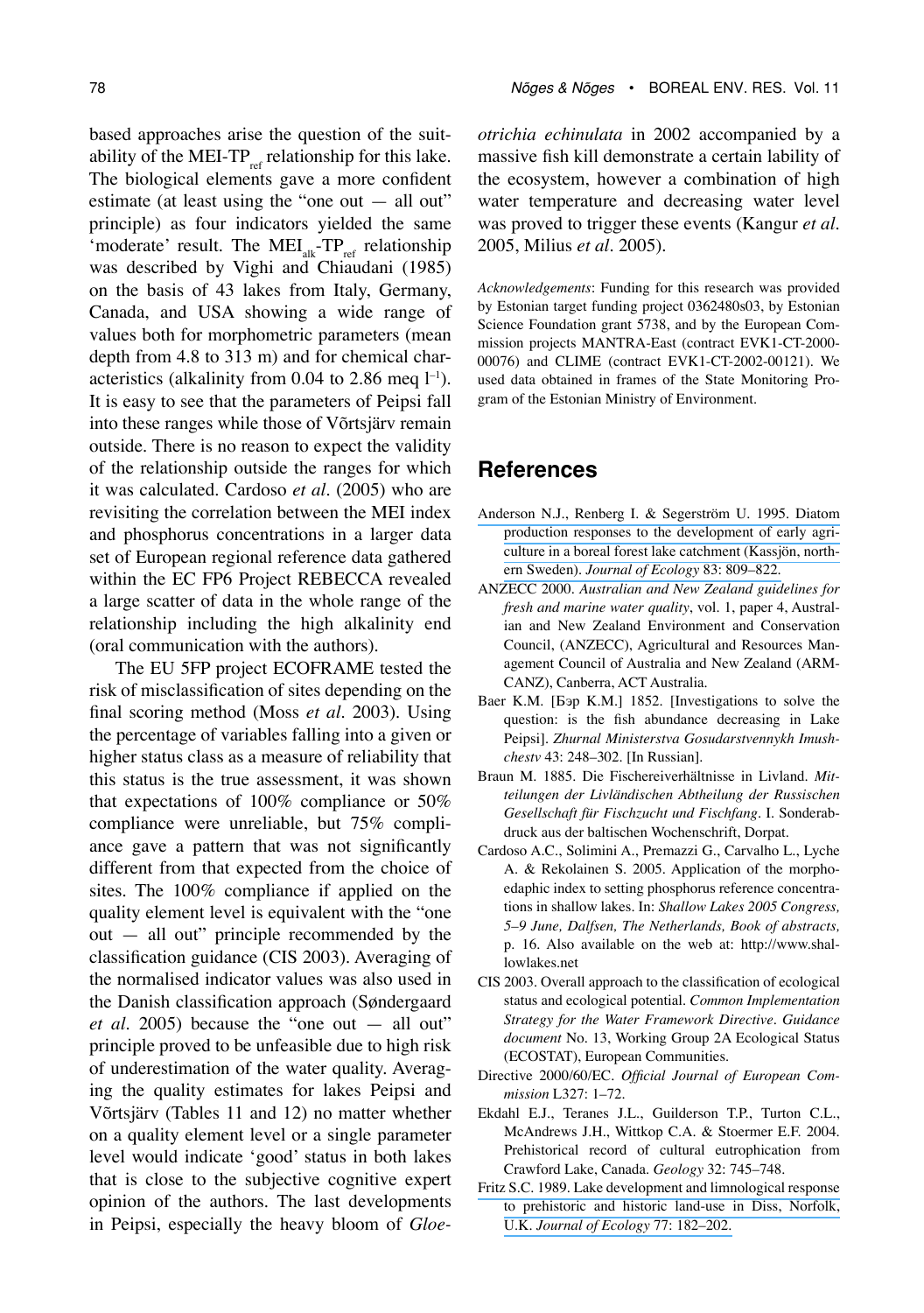based approaches arise the question of the suitability of the MEI-$TP_{ref}$ relationship for this lake. The biological elements gave a more confident estimate (at least using the "one out — all out" principle) as four indicators yielded the same 'moderate' result. The $MEI_{alk}$-$TP_{ref}$ relationship was described by Vighi and Chiaudani (1985) on the basis of 43 lakes from Italy, Germany, Canada, and USA showing a wide range of values both for morphometric parameters (mean depth from 4.8 to 313 m) and for chemical characteristics (alkalinity from 0.04 to 2.86 meq $l^{-1}$). It is easy to see that the parameters of Peipsi fall into these ranges while those of Võrtsjärv remain outside. There is no reason to expect the validity of the relationship outside the ranges for which it was calculated. Cardoso *et al*. (2005) who are revisiting the correlation between the MEI index and phosphorus concentrations in a larger data set of European regional reference data gathered within the EC FP6 Project REBECCA revealed a large scatter of data in the whole range of the relationship including the high alkalinity end (oral communication with the authors).

The EU 5FP project ECOFRAME tested the risk of misclassification of sites depending on the final scoring method (Moss *et al*. 2003). Using the percentage of variables falling into a given or higher status class as a measure of reliability that this status is the true assessment, it was shown that expectations of 100% compliance or 50% compliance were unreliable, but 75% compliance gave a pattern that was not significantly different from that expected from the choice of sites. The 100% compliance if applied on the quality element level is equivalent with the "one out — all out" principle recommended by the classification guidance (CIS 2003). Averaging of the normalised indicator values was also used in the Danish classification approach (Søndergaard *et al*. 2005) because the "one out — all out" principle proved to be unfeasible due to high risk of underestimation of the water quality. Averaging the quality estimates for lakes Peipsi and Võrtsjärv (Tables 11 and 12) no matter whether on a quality element level or a single parameter level would indicate 'good' status in both lakes that is close to the subjective cognitive expert opinion of the authors. The last developments in Peipsi, especially the heavy bloom of *Gloeotrichia echinulata* in 2002 accompanied by a massive fish kill demonstrate a certain lability of the ecosystem, however a combination of high water temperature and decreasing water level was proved to trigger these events (Kangur *et al.* 2005, Milius *et al*. 2005).

*Acknowledgements*: Funding for this research was provided by Estonian target funding project 0362480s03, by Estonian Science Foundation grant 5738, and by the European Commission projects MANTRA-East (contract EVK1-CT-2000-00076) and CLIME (contract EVK1-CT-2002-00121). We used data obtained in frames of the State Monitoring Program of the Estonian Ministry of Environment.

## References

Anderson N.J., Renberg I. & Segerström U. 1995. Diatom production responses to the development of early agriculture in a boreal forest lake catchment (Kassjön, northern Sweden). *Journal of Ecology* 83: 809–822.

ANZECC 2000. *Australian and New Zealand guidelines for fresh and marine water quality*, vol. 1, paper 4, Australian and New Zealand Environment and Conservation Council, (ANZECC), Agricultural and Resources Management Council of Australia and New Zealand (ARMCANZ), Canberra, ACT Australia.

Baer K.M. [Бэр К.М.] 1852. [Investigations to solve the question: is the fish abundance decreasing in Lake Peipsi]. *Zhurnal Ministerstva Gosudarstvennykh Imushchestv* 43: 248–302. [In Russian].

Braun M. 1885. Die Fischereiverhältnisse in Livland. *Mitteilungen der Livländischen Abtheilung der Russischen Gesellschaft für Fischzucht und Fischfang*. I. Sonderabdruck aus der baltischen Wochenschrift, Dorpat.

Cardoso A.C., Solimini A., Premazzi G., Carvalho L., Lyche A. & Rekolainen S. 2005. Application of the morphoedaphic index to setting phosphorus reference concentrations in shallow lakes. In: *Shallow Lakes 2005 Congress, 5–9 June, Dalfsen, The Netherlands, Book of abstracts,* p. 16. Also available on the web at: http://www.shallowlakes.net

CIS 2003. Overall approach to the classification of ecological status and ecological potential. *Common Implementation Strategy for the Water Framework Directive*. *Guidance document* No. 13, Working Group 2A Ecological Status (ECOSTAT), European Communities.

Directive 2000/60/EC. *Official Journal of European Commission* L327: 1–72.

Ekdahl E.J., Teranes J.L., Guilderson T.P., Turton C.L., McAndrews J.H., Wittkop C.A. & Stoermer E.F. 2004. Prehistorical record of cultural eutrophication from Crawford Lake, Canada. *Geology* 32: 745–748.

Fritz S.C. 1989. Lake development and limnological response to prehistoric and historic land-use in Diss, Norfolk, U.K. *Journal of Ecology* 77: 182–202.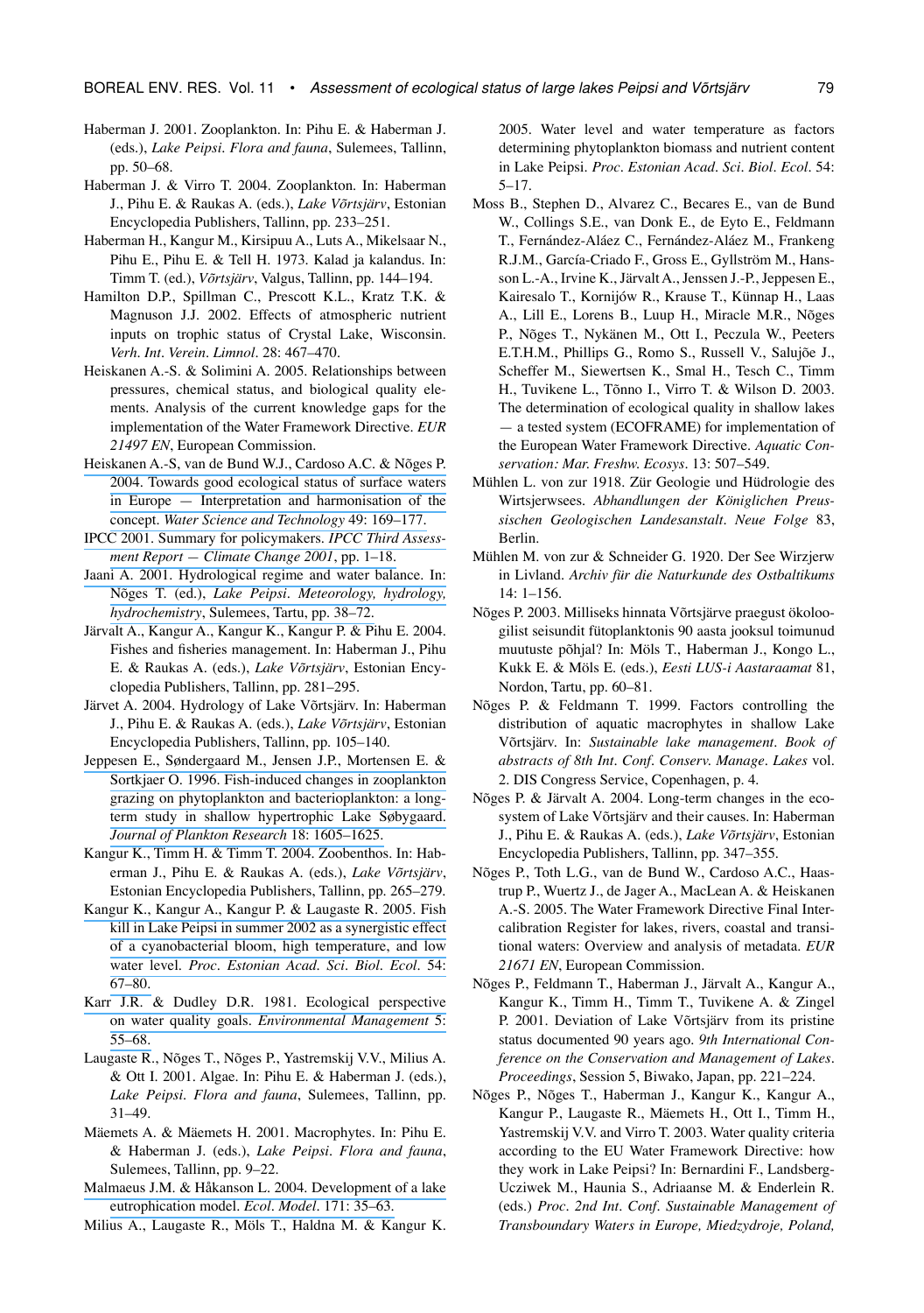Haberman J. 2001. Zooplankton. In: Pihu E. & Haberman J. (eds.), *Lake Peipsi. Flora and fauna*, Sulemees, Tallinn, pp. 50–68.

Haberman J. & Virro T. 2004. Zooplankton. In: Haberman J., Pihu E. & Raukas A. (eds.), *Lake Võrtsjärv*, Estonian Encyclopedia Publishers, Tallinn, pp. 233–251.

Haberman H., Kangur M., Kirsipuu A., Luts A., Mikelsaar N., Pihu E., Pihu E. & Tell H. 1973. Kalad ja kalandus. In: Timm T. (ed.), *Võrtsjärv*, Valgus, Tallinn, pp. 144–194.

Hamilton D.P., Spillman C., Prescott K.L., Kratz T.K. & Magnuson J.J. 2002. Effects of atmospheric nutrient inputs on trophic status of Crystal Lake, Wisconsin. *Verh. Int. Verein. Limnol.* 28: 467–470.

Heiskanen A.-S. & Solimini A. 2005. Relationships between pressures, chemical status, and biological quality elements. Analysis of the current knowledge gaps for the implementation of the Water Framework Directive. *EUR 21497 EN*, European Commission.

Heiskanen A.-S, van de Bund W.J., Cardoso A.C. & Nõges P. 2004. Towards good ecological status of surface waters in Europe — Interpretation and harmonisation of the concept. *Water Science and Technology* 49: 169–177.

IPCC 2001. Summary for policymakers. *IPCC Third Assessment Report — Climate Change 2001*, pp. 1–18.

Jaani A. 2001. Hydrological regime and water balance. In: Nõges T. (ed.), *Lake Peipsi. Meteorology, hydrology, hydrochemistry*, Sulemees, Tartu, pp. 38–72.

Järvalt A., Kangur A., Kangur K., Kangur P. & Pihu E. 2004. Fishes and fisheries management. In: Haberman J., Pihu E. & Raukas A. (eds.), *Lake Võrtsjärv*, Estonian Encyclopedia Publishers, Tallinn, pp. 281–295.

Järvet A. 2004. Hydrology of Lake Võrtsjärv. In: Haberman J., Pihu E. & Raukas A. (eds.), *Lake Võrtsjärv*, Estonian Encyclopedia Publishers, Tallinn, pp. 105–140.

Jeppesen E., Søndergaard M., Jensen J.P., Mortensen E. & Sortkjaer O. 1996. Fish-induced changes in zooplankton grazing on phytoplankton and bacterioplankton: a long-term study in shallow hypertrophic Lake Søbygaard. *Journal of Plankton Research* 18: 1605–1625.

Kangur K., Timm H. & Timm T. 2004. Zoobenthos. In: Haberman J., Pihu E. & Raukas A. (eds.), *Lake Võrtsjärv*, Estonian Encyclopedia Publishers, Tallinn, pp. 265–279.

Kangur K., Kangur A., Kangur P. & Laugaste R. 2005. Fish kill in Lake Peipsi in summer 2002 as a synergistic effect of a cyanobacterial bloom, high temperature, and low water level. *Proc. Estonian Acad. Sci. Biol. Ecol.* 54: 67–80.

Karr J.R. & Dudley D.R. 1981. Ecological perspective on water quality goals. *Environmental Management* 5: 55–68.

Laugaste R., Nõges T., Nõges P., Yastremskij V.V., Milius A. & Ott I. 2001. Algae. In: Pihu E. & Haberman J. (eds.), *Lake Peipsi. Flora and fauna*, Sulemees, Tallinn, pp. 31–49.

Mäemets A. & Mäemets H. 2001. Macrophytes. In: Pihu E. & Haberman J. (eds.), *Lake Peipsi. Flora and fauna*, Sulemees, Tallinn, pp. 9–22.

Malmaeus J.M. & Håkanson L. 2004. Development of a lake eutrophication model. *Ecol. Model.* 171: 35–63.

Milius A., Laugaste R., Möls T., Haldna M. & Kangur K. 2005. Water level and water temperature as factors determining phytoplankton biomass and nutrient content in Lake Peipsi. *Proc. Estonian Acad. Sci. Biol. Ecol.* 54: 5–17.

Moss B., Stephen D., Alvarez C., Becares E., van de Bund W., Collings S.E., van Donk E., de Eyto E., Feldmann T., Fernández-Aláez C., Fernández-Aláez M., Frankeng R.J.M., García-Criado F., Gross E., Gyllström M., Hansson L.-A., Irvine K., Järvalt A., Jenssen J.-P., Jeppesen E., Kairesalo T., Kornijów R., Krause T., Künnap H., Laas A., Lill E., Lorens B., Luup H., Miracle M.R., Nõges P., Nõges T., Nykänen M., Ott I., Peczula W., Peeters E.T.H.M., Phillips G., Romo S., Russell V., Salujõe J., Scheffer M., Siewertsen K., Smal H., Tesch C., Timm H., Tuvikene L., Tõnno I., Virro T. & Wilson D. 2003. The determination of ecological quality in shallow lakes — a tested system (ECOFRAME) for implementation of the European Water Framework Directive. *Aquatic Conservation: Mar. Freshw. Ecosys.* 13: 507–549.

Mühlen L. von zur 1918. Zür Geologie und Hüdrologie des Wirtsjerwsees. *Abhandlungen der Königlichen Preussischen Geologischen Landesanstalt. Neue Folge* 83, Berlin.

Mühlen M. von zur & Schneider G. 1920. Der See Wirzjerw in Livland. *Archiv für die Naturkunde des Ostbaltikums* 14: 1–156.

Nõges P. 2003. Milliseks hinnata Võrtsjärve praegust ökoloogilist seisundit fütoplanktonis 90 aasta jooksul toimunud muutuste põhjal? In: Möls T., Haberman J., Kongo L., Kukk E. & Möls E. (eds.), *Eesti LUS-i Aastaraamat* 81, Nordon, Tartu, pp. 60–81.

Nõges P. & Feldmann T. 1999. Factors controlling the distribution of aquatic macrophytes in shallow Lake Võrtsjärv. In: *Sustainable lake management. Book of abstracts of 8th Int. Conf. Conserv. Manage. Lakes* vol. 2. DIS Congress Service, Copenhagen, p. 4.

Nõges P. & Järvalt A. 2004. Long-term changes in the ecosystem of Lake Võrtsjärv and their causes. In: Haberman J., Pihu E. & Raukas A. (eds.), *Lake Võrtsjärv*, Estonian Encyclopedia Publishers, Tallinn, pp. 347–355.

Nõges P., Toth L.G., van de Bund W., Cardoso A.C., Haastrup P., Wuertz J., de Jager A., MacLean A. & Heiskanen A.-S. 2005. The Water Framework Directive Final Intercalibration Register for lakes, rivers, coastal and transitional waters: Overview and analysis of metadata. *EUR 21671 EN*, European Commission.

Nõges P., Feldmann T., Haberman J., Järvalt A., Kangur A., Kangur K., Timm H., Timm T., Tuvikene A. & Zingel P. 2001. Deviation of Lake Võrtsjärv from its pristine status documented 90 years ago. *9th International Conference on the Conservation and Management of Lakes. Proceedings*, Session 5, Biwako, Japan, pp. 221–224.

Nõges P., Nõges T., Haberman J., Kangur K., Kangur A., Kangur P., Laugaste R., Mäemets H., Ott I., Timm H., Yastremskij V.V. and Virro T. 2003. Water quality criteria according to the EU Water Framework Directive: how they work in Lake Peipsi? In: Bernardini F., Landsberg-Ucziwek M., Haunia S., Adriaanse M. & Enderlein R. (eds.) *Proc. 2nd Int. Conf. Sustainable Management of Transboundary Waters in Europe, Miedzydroje, Poland,*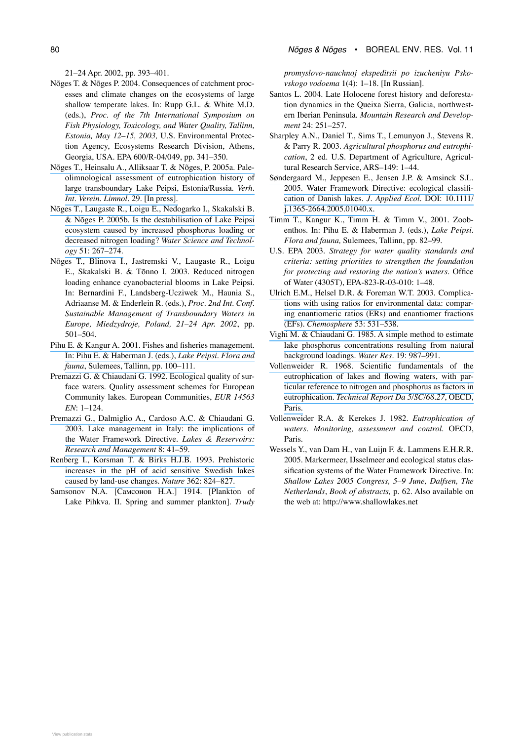21–24 Apr. 2002, pp. 393–401.

Nõges T. & Nõges P. 2004. Consequences of catchment processes and climate changes on the ecosystems of large shallow temperate lakes. In: Rupp G.L. & White M.D. (eds.), *Proc. of the 7th International Symposium on Fish Physiology, Toxicology, and Water Quality, Tallinn, Estonia, May 12–15, 2003,* U.S. Environmental Protection Agency, Ecosystems Research Division, Athens, Georgia, USA. EPA 600/R-04/049, pp. 341–350.

Nõges T., Heinsalu A., Alliksaar T. & Nõges, P. 2005a. Paleolimnological assessment of eutrophication history of large transboundary Lake Peipsi, Estonia/Russia. *Verh. Int. Verein. Limnol.* 29. [In press].

Nõges T., Laugaste R., Loigu E., Nedogarko I., Skakalski B. & Nõges P. 2005b. Is the destabilisation of Lake Peipsi ecosystem caused by increased phosphorus loading or decreased nitrogen loading? *Water Science and Technology* 51: 267–274.

Nõges T., Blinova I., Jastremski V., Laugaste R., Loigu E., Skakalski B. & Tõnno I. 2003. Reduced nitrogen loading enhance cyanobacterial blooms in Lake Peipsi. In: Bernardini F., Landsberg-Ucziwek M., Haunia S., Adriaanse M. & Enderlein R. (eds.), *Proc. 2nd Int. Conf. Sustainable Management of Transboundary Waters in Europe, Miedzydroje, Poland, 21–24 Apr. 2002*, pp. 501–504.

Pihu E. & Kangur A. 2001. Fishes and fisheries management. In: Pihu E. & Haberman J. (eds.), *Lake Peipsi. Flora and fauna*, Sulemees, Tallinn, pp. 100–111.

Premazzi G. & Chiaudani G. 1992. Ecological quality of surface waters. Quality assessment schemes for European Community lakes. European Communities, *EUR 14563 EN*: 1–124.

Premazzi G., Dalmiglio A., Cardoso A.C. & Chiaudani G. 2003. Lake management in Italy: the implications of the Water Framework Directive. *Lakes & Reservoirs: Research and Management* 8: 41–59.

Renberg I., Korsman T. & Birks H.J.B. 1993. Prehistoric increases in the pH of acid sensitive Swedish lakes caused by land-use changes. *Nature* 362: 824–827.

Samsonov N.A. [Самсонов Н.А.] 1914. [Plankton of Lake Pihkva. II. Spring and summer plankton]. *Trudy promyslovo-nauchnoj ekspeditsii po izucheniyu Pskovskogo vodoema* 1(4): 1–18. [In Russian].

Santos L. 2004. Late Holocene forest history and deforestation dynamics in the Queixa Sierra, Galicia, northwestern Iberian Peninsula. *Mountain Research and Development* 24: 251–257.

Sharpley A.N., Daniel T., Sims T., Lemunyon J., Stevens R. & Parry R. 2003. *Agricultural phosphorus and eutrophication*, 2 ed. U.S. Department of Agriculture, Agricultural Research Service, ARS–149: 1–44.

Søndergaard M., Jeppesen E., Jensen J.P. & Amsinck S.L. 2005. Water Framework Directive: ecological classification of Danish lakes. *J. Applied Ecol.* DOI: 10.1111/j.1365-2664.2005.01040.x.

Timm T., Kangur K., Timm H. & Timm V., 2001. Zoobenthos. In: Pihu E. & Haberman J. (eds.), *Lake Peipsi. Flora and fauna,* Sulemees, Tallinn, pp. 82–99.

U.S. EPA 2003. *Strategy for water quality standards and criteria: setting priorities to strengthen the foundation for protecting and restoring the nation's waters*. Office of Water (4305T), EPA-823-R-03-010: 1–48.

Ulrich E.M., Helsel D.R. & Foreman W.T. 2003. Complications with using ratios for environmental data: comparing enantiomeric ratios (ERs) and enantiomer fractions (EFs). *Chemosphere* 53: 531–538.

Vighi M. & Chiaudani G. 1985. A simple method to estimate lake phosphorus concentrations resulting from natural background loadings. *Water Res.* 19: 987–991.

Vollenweider R. 1968. Scientific fundamentals of the eutrophication of lakes and flowing waters, with particular reference to nitrogen and phosphorus as factors in eutrophication. *Technical Report Da 5/SC/68.27*, OECD, Paris.

Vollenweider R.A. & Kerekes J. 1982. *Eutrophication of waters. Monitoring, assessment and control*. OECD, Paris.

Wessels Y., van Dam H., van Luijn F. &. Lammens E.H.R.R. 2005. Markermeer, IJsselmeer and ecological status classification systems of the Water Framework Directive. In: *Shallow Lakes 2005 Congress, 5–9 June, Dalfsen, The Netherlands*, *Book of abstracts,* p. 62. Also available on the web at: http://www.shallowlakes.net